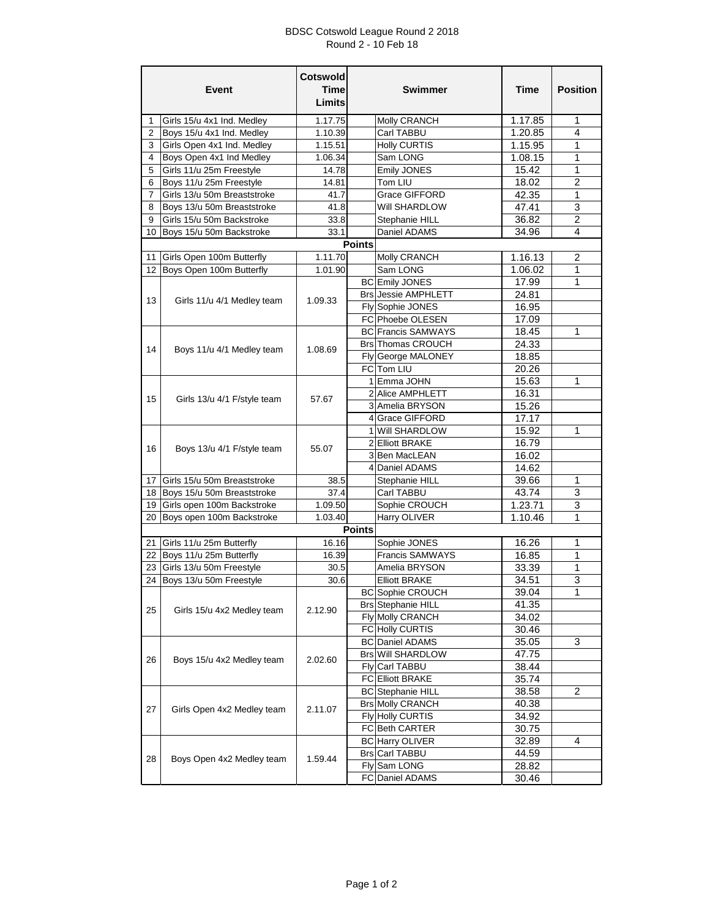# BDSC Cotswold League Round 2 2018

Round 2 - 10 Feb 18

| | Event | Cotswold Time Limits | | Swimmer | Time | Position |
|---|---|---|---|---|---|---|
| 1 | Girls 15/u 4x1 Ind. Medley | 1.17.75 | | Molly CRANCH | 1.17.85 | 1 |
| 2 | Boys 15/u 4x1 Ind. Medley | 1.10.39 | | Carl TABBU | 1.20.85 | 4 |
| 3 | Girls Open 4x1 Ind. Medley | 1.15.51 | | Holly CURTIS | 1.15.95 | 1 |
| 4 | Boys Open 4x1 Ind Medley | 1.06.34 | | Sam LONG | 1.08.15 | 1 |
| 5 | Girls 11/u 25m Freestyle | 14.78 | | Emily JONES | 15.42 | 1 |
| 6 | Boys 11/u 25m Freestyle | 14.81 | | Tom LIU | 18.02 | 2 |
| 7 | Girls 13/u 50m Breaststroke | 41.7 | | Grace GIFFORD | 42.35 | 1 |
| 8 | Boys 13/u 50m Breaststroke | 41.8 | | Will SHARDLOW | 47.41 | 3 |
| 9 | Girls 15/u 50m Backstroke | 33.8 | | Stephanie HILL | 36.82 | 2 |
| 10 | Boys 15/u 50m Backstroke | 33.1 | | Daniel ADAMS | 34.96 | 4 |
| | | | **Points** | | | |
| 11 | Girls Open 100m Butterfly | 1.11.70 | | Molly CRANCH | 1.16.13 | 2 |
| 12 | Boys Open 100m Butterfly | 1.01.90 | | Sam LONG | 1.06.02 | 1 |
| 13 | Girls 11/u 4/1 Medley team | 1.09.33 | BC | Emily JONES | 17.99 | 1 |
| | | | Brs | Jessie AMPHLETT | 24.81 | |
| | | | Fly | Sophie JONES | 16.95 | |
| | | | FC | Phoebe OLESEN | 17.09 | |
| 14 | Boys 11/u 4/1 Medley team | 1.08.69 | BC | Francis SAMWAYS | 18.45 | 1 |
| | | | Brs | Thomas CROUCH | 24.33 | |
| | | | Fly | George MALONEY | 18.85 | |
| | | | FC | Tom LIU | 20.26 | |
| 15 | Girls 13/u 4/1 F/style team | 57.67 | 1 | Emma JOHN | 15.63 | 1 |
| | | | 2 | Alice AMPHLETT | 16.31 | |
| | | | 3 | Amelia BRYSON | 15.26 | |
| | | | 4 | Grace GIFFORD | 17.17 | |
| 16 | Boys 13/u 4/1 F/style team | 55.07 | 1 | Will SHARDLOW | 15.92 | 1 |
| | | | 2 | Elliott BRAKE | 16.79 | |
| | | | 3 | Ben MacLEAN | 16.02 | |
| | | | 4 | Daniel ADAMS | 14.62 | |
| 17 | Girls 15/u 50m Breaststroke | 38.5 | | Stephanie HILL | 39.66 | 1 |
| 18 | Boys 15/u 50m Breaststroke | 37.4 | | Carl TABBU | 43.74 | 3 |
| 19 | Girls open 100m Backstroke | 1.09.50 | | Sophie CROUCH | 1.23.71 | 3 |
| 20 | Boys open 100m Backstroke | 1.03.40 | | Harry OLIVER | 1.10.46 | 1 |
| | | | **Points** | | | |
| 21 | Girls 11/u 25m Butterfly | 16.16 | | Sophie JONES | 16.26 | 1 |
| 22 | Boys 11/u 25m Butterfly | 16.39 | | Francis SAMWAYS | 16.85 | 1 |
| 23 | Girls 13/u 50m Freestyle | 30.5 | | Amelia BRYSON | 33.39 | 1 |
| 24 | Boys 13/u 50m Freestyle | 30.6 | | Elliott BRAKE | 34.51 | 3 |
| 25 | Girls 15/u 4x2 Medley team | 2.12.90 | BC | Sophie CROUCH | 39.04 | 1 |
| | | | Brs | Stephanie HILL | 41.35 | |
| | | | Fly | Molly CRANCH | 34.02 | |
| | | | FC | Holly CURTIS | 30.46 | |
| 26 | Boys 15/u 4x2 Medley team | 2.02.60 | BC | Daniel ADAMS | 35.05 | 3 |
| | | | Brs | Will SHARDLOW | 47.75 | |
| | | | Fly | Carl TABBU | 38.44 | |
| | | | FC | Elliott BRAKE | 35.74 | |
| 27 | Girls Open 4x2 Medley team | 2.11.07 | BC | Stephanie HILL | 38.58 | 2 |
| | | | Brs | Molly CRANCH | 40.38 | |
| | | | Fly | Holly CURTIS | 34.92 | |
| | | | FC | Beth CARTER | 30.75 | |
| 28 | Boys Open 4x2 Medley team | 1.59.44 | BC | Harry OLIVER | 32.89 | 4 |
| | | | Brs | Carl TABBU | 44.59 | |
| | | | Fly | Sam LONG | 28.82 | |
| | | | FC | Daniel ADAMS | 30.46 | |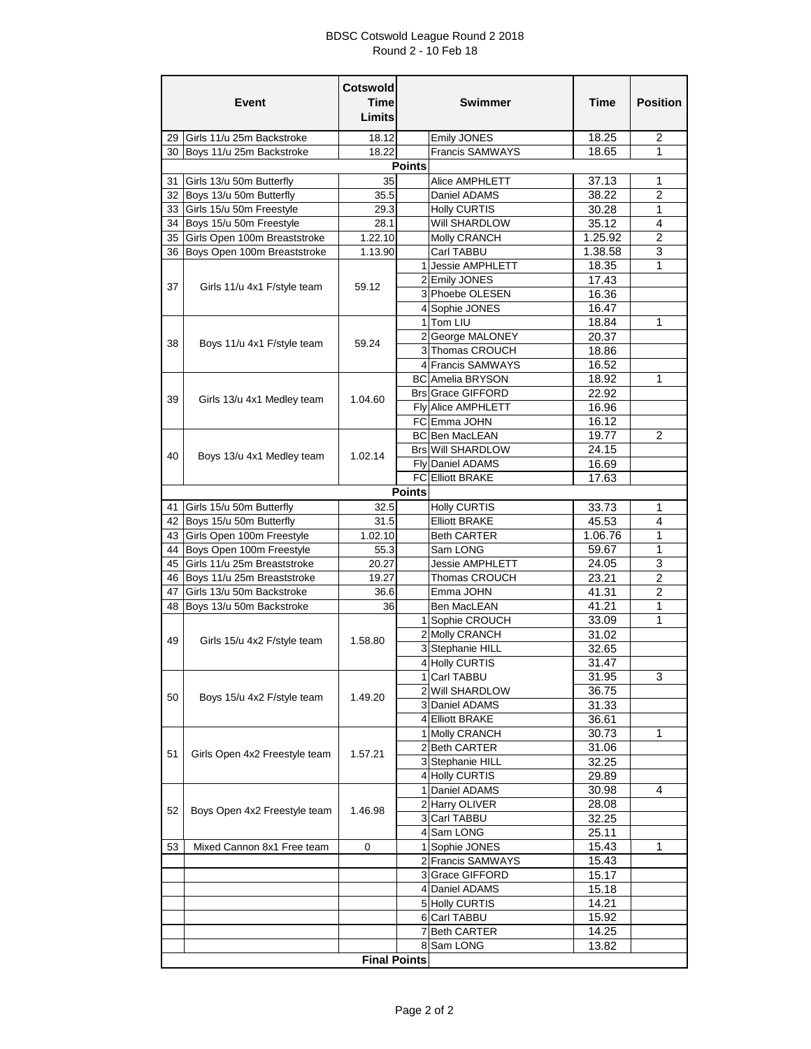BDSC Cotswold League Round 2 2018
Round 2 - 10 Feb 18

| | Event | Cotswold Time Limits | | Swimmer | Time | Position |
|---|---|---|---|---|---|---|
| 29 | Girls 11/u 25m Backstroke | 18.12 | | Emily JONES | 18.25 | 2 |
| 30 | Boys 11/u 25m Backstroke | 18.22 | | Francis SAMWAYS | 18.65 | 1 |
| | | | Points | | | |
| 31 | Girls 13/u 50m Butterfly | 35 | | Alice AMPHLETT | 37.13 | 1 |
| 32 | Boys 13/u 50m Butterfly | 35.5 | | Daniel ADAMS | 38.22 | 2 |
| 33 | Girls 15/u 50m Freestyle | 29.3 | | Holly CURTIS | 30.28 | 1 |
| 34 | Boys 15/u 50m Freestyle | 28.1 | | Will SHARDLOW | 35.12 | 4 |
| 35 | Girls Open 100m Breaststroke | 1.22.10 | | Molly CRANCH | 1.25.92 | 2 |
| 36 | Boys Open 100m Breaststroke | 1.13.90 | | Carl TABBU | 1.38.58 | 3 |
| 37 | Girls 11/u 4x1 F/style team | 59.12 | 1 | Jessie AMPHLETT | 18.35 | 1 |
| | | | 2 | Emily JONES | 17.43 | |
| | | | 3 | Phoebe OLESEN | 16.36 | |
| | | | 4 | Sophie JONES | 16.47 | |
| 38 | Boys 11/u 4x1 F/style team | 59.24 | 1 | Tom LIU | 18.84 | 1 |
| | | | 2 | George MALONEY | 20.37 | |
| | | | 3 | Thomas CROUCH | 18.86 | |
| | | | 4 | Francis SAMWAYS | 16.52 | |
| 39 | Girls 13/u 4x1 Medley team | 1.04.60 | BC | Amelia BRYSON | 18.92 | 1 |
| | | | Brs | Grace GIFFORD | 22.92 | |
| | | | Fly | Alice AMPHLETT | 16.96 | |
| | | | FC | Emma JOHN | 16.12 | |
| 40 | Boys 13/u 4x1 Medley team | 1.02.14 | BC | Ben MacLEAN | 19.77 | 2 |
| | | | Brs | Will SHARDLOW | 24.15 | |
| | | | Fly | Daniel ADAMS | 16.69 | |
| | | | FC | Elliott BRAKE | 17.63 | |
| | | | Points | | | |
| 41 | Girls 15/u 50m Butterfly | 32.5 | | Holly CURTIS | 33.73 | 1 |
| 42 | Boys 15/u 50m Butterfly | 31.5 | | Elliott BRAKE | 45.53 | 4 |
| 43 | Girls Open 100m Freestyle | 1.02.10 | | Beth CARTER | 1.06.76 | 1 |
| 44 | Boys Open 100m Freestyle | 55.3 | | Sam LONG | 59.67 | 1 |
| 45 | Girls 11/u 25m Breaststroke | 20.27 | | Jessie AMPHLETT | 24.05 | 3 |
| 46 | Boys 11/u 25m Breaststroke | 19.27 | | Thomas CROUCH | 23.21 | 2 |
| 47 | Girls 13/u 50m Backstroke | 36.6 | | Emma JOHN | 41.31 | 2 |
| 48 | Boys 13/u 50m Backstroke | 36 | | Ben MacLEAN | 41.21 | 1 |
| 49 | Girls 15/u 4x2 F/style team | 1.58.80 | 1 | Sophie CROUCH | 33.09 | 1 |
| | | | 2 | Molly CRANCH | 31.02 | |
| | | | 3 | Stephanie HILL | 32.65 | |
| | | | 4 | Holly CURTIS | 31.47 | |
| 50 | Boys 15/u 4x2 F/style team | 1.49.20 | 1 | Carl TABBU | 31.95 | 3 |
| | | | 2 | Will SHARDLOW | 36.75 | |
| | | | 3 | Daniel ADAMS | 31.33 | |
| | | | 4 | Elliott BRAKE | 36.61 | |
| 51 | Girls Open 4x2 Freestyle team | 1.57.21 | 1 | Molly CRANCH | 30.73 | 1 |
| | | | 2 | Beth CARTER | 31.06 | |
| | | | 3 | Stephanie HILL | 32.25 | |
| | | | 4 | Holly CURTIS | 29.89 | |
| 52 | Boys Open 4x2 Freestyle team | 1.46.98 | 1 | Daniel ADAMS | 30.98 | 4 |
| | | | 2 | Harry OLIVER | 28.08 | |
| | | | 3 | Carl TABBU | 32.25 | |
| | | | 4 | Sam LONG | 25.11 | |
| 53 | Mixed Cannon 8x1 Free team | 0 | 1 | Sophie JONES | 15.43 | 1 |
| | | | 2 | Francis SAMWAYS | 15.43 | |
| | | | 3 | Grace GIFFORD | 15.17 | |
| | | | 4 | Daniel ADAMS | 15.18 | |
| | | | 5 | Holly CURTIS | 14.21 | |
| | | | 6 | Carl TABBU | 15.92 | |
| | | | 7 | Beth CARTER | 14.25 | |
| | | | 8 | Sam LONG | 13.82 | |
| | | | Final Points | | | |